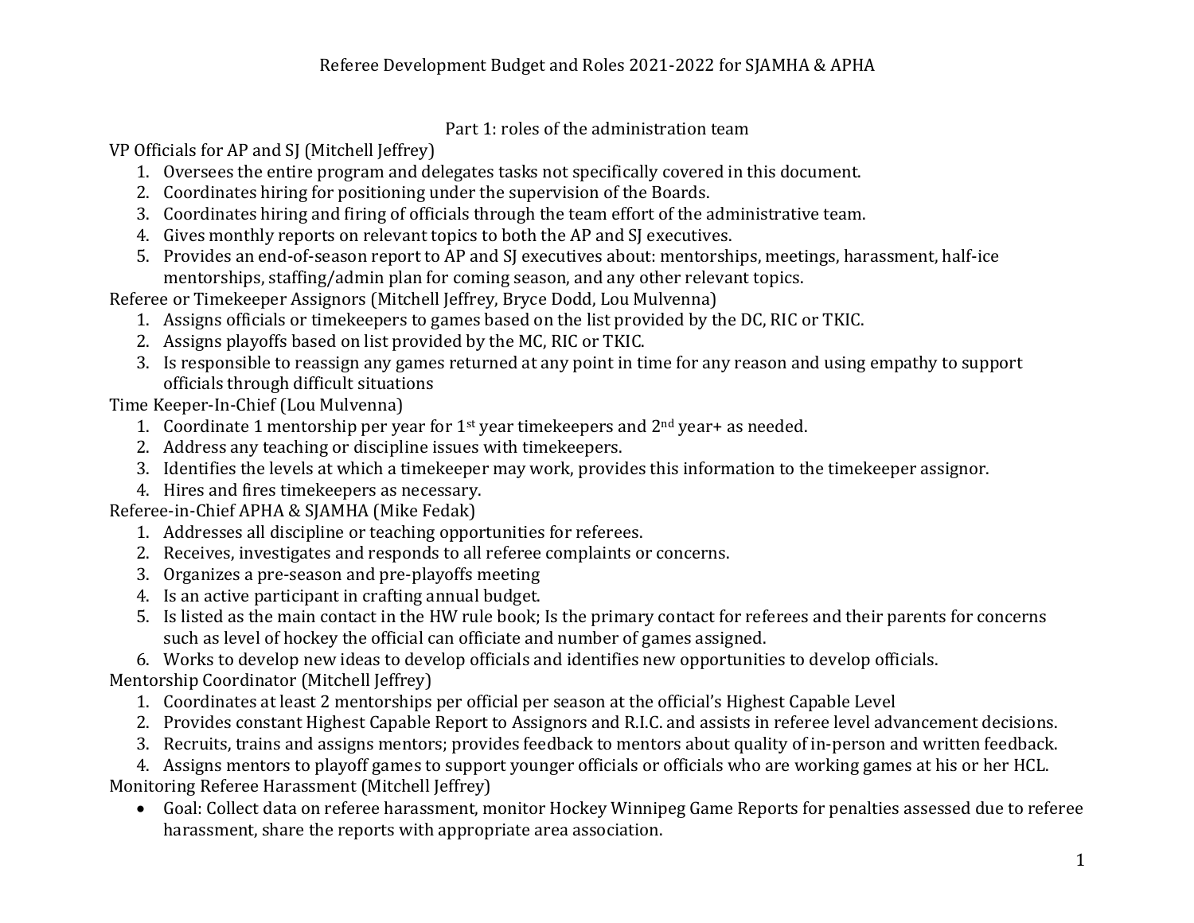# Referee Development Budget and Roles 2021-2022 for SJAMHA & APHA

## Part 1: roles of the administration team

VP Officials for AP and SJ (Mitchell Jeffrey)

1. Oversees the entire program and delegates tasks not specifically covered in this document.
2. Coordinates hiring for positioning under the supervision of the Boards.
3. Coordinates hiring and firing of officials through the team effort of the administrative team.
4. Gives monthly reports on relevant topics to both the AP and SJ executives.
5. Provides an end-of-season report to AP and SJ executives about: mentorships, meetings, harassment, half-ice mentorships, staffing/admin plan for coming season, and any other relevant topics.

Referee or Timekeeper Assignors (Mitchell Jeffrey, Bryce Dodd, Lou Mulvenna)

1. Assigns officials or timekeepers to games based on the list provided by the DC, RIC or TKIC.
2. Assigns playoffs based on list provided by the MC, RIC or TKIC.
3. Is responsible to reassign any games returned at any point in time for any reason and using empathy to support officials through difficult situations

Time Keeper-In-Chief (Lou Mulvenna)

1. Coordinate 1 mentorship per year for 1st year timekeepers and 2nd year+ as needed.
2. Address any teaching or discipline issues with timekeepers.
3. Identifies the levels at which a timekeeper may work, provides this information to the timekeeper assignor.
4. Hires and fires timekeepers as necessary.

Referee-in-Chief APHA & SJAMHA (Mike Fedak)

1. Addresses all discipline or teaching opportunities for referees.
2. Receives, investigates and responds to all referee complaints or concerns.
3. Organizes a pre-season and pre-playoffs meeting
4. Is an active participant in crafting annual budget.
5. Is listed as the main contact in the HW rule book; Is the primary contact for referees and their parents for concerns such as level of hockey the official can officiate and number of games assigned.
6. Works to develop new ideas to develop officials and identifies new opportunities to develop officials.

Mentorship Coordinator (Mitchell Jeffrey)

1. Coordinates at least 2 mentorships per official per season at the official's Highest Capable Level
2. Provides constant Highest Capable Report to Assignors and R.I.C. and assists in referee level advancement decisions.
3. Recruits, trains and assigns mentors; provides feedback to mentors about quality of in-person and written feedback.
4. Assigns mentors to playoff games to support younger officials or officials who are working games at his or her HCL.

Monitoring Referee Harassment (Mitchell Jeffrey)

- Goal: Collect data on referee harassment, monitor Hockey Winnipeg Game Reports for penalties assessed due to referee harassment, share the reports with appropriate area association.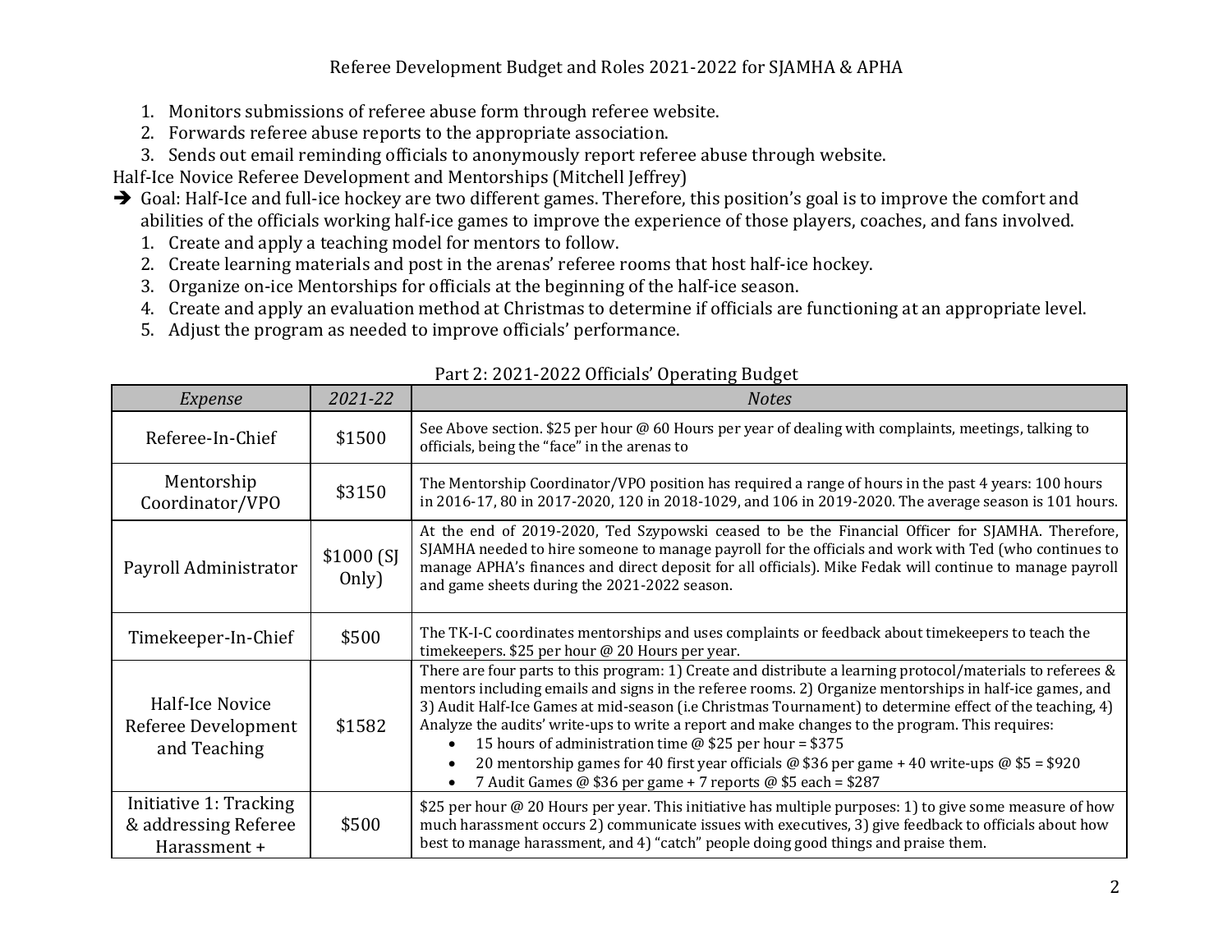1. Monitors submissions of referee abuse form through referee website.
2. Forwards referee abuse reports to the appropriate association.
3. Sends out email reminding officials to anonymously report referee abuse through website.

Half-Ice Novice Referee Development and Mentorships (Mitchell Jeffrey)

➔ Goal: Half-Ice and full-ice hockey are two different games. Therefore, this position's goal is to improve the comfort and abilities of the officials working half-ice games to improve the experience of those players, coaches, and fans involved.

1. Create and apply a teaching model for mentors to follow.
2. Create learning materials and post in the arenas' referee rooms that host half-ice hockey.
3. Organize on-ice Mentorships for officials at the beginning of the half-ice season.
4. Create and apply an evaluation method at Christmas to determine if officials are functioning at an appropriate level.
5. Adjust the program as needed to improve officials' performance.

## Part 2: 2021-2022 Officials' Operating Budget

| *Expense* | *2021-22* | *Notes* |
|---|---|---|
| Referee-In-Chief | $1500 | See Above section. $25 per hour @ 60 Hours per year of dealing with complaints, meetings, talking to officials, being the "face" in the arenas to |
| Mentorship Coordinator/VPO | $3150 | The Mentorship Coordinator/VPO position has required a range of hours in the past 4 years: 100 hours in 2016-17, 80 in 2017-2020, 120 in 2018-1029, and 106 in 2019-2020. The average season is 101 hours. |
| Payroll Administrator | $1000 (SJ Only) | At the end of 2019-2020, Ted Szypowski ceased to be the Financial Officer for SJAMHA. Therefore, SJAMHA needed to hire someone to manage payroll for the officials and work with Ted (who continues to manage APHA's finances and direct deposit for all officials). Mike Fedak will continue to manage payroll and game sheets during the 2021-2022 season. |
| Timekeeper-In-Chief | $500 | The TK-I-C coordinates mentorships and uses complaints or feedback about timekeepers to teach the timekeepers. $25 per hour @ 20 Hours per year. |
| Half-Ice Novice Referee Development and Teaching | $1582 | There are four parts to this program: 1) Create and distribute a learning protocol/materials to referees & mentors including emails and signs in the referee rooms. 2) Organize mentorships in half-ice games, and 3) Audit Half-Ice Games at mid-season (i.e Christmas Tournament) to determine effect of the teaching, 4) Analyze the audits' write-ups to write a report and make changes to the program. This requires: • 15 hours of administration time @ $25 per hour = $375 • 20 mentorship games for 40 first year officials @ $36 per game + 40 write-ups @ $5 = $920 • 7 Audit Games @ $36 per game + 7 reports @ $5 each = $287 |
| Initiative 1: Tracking & addressing Referee Harassment + | $500 | $25 per hour @ 20 Hours per year. This initiative has multiple purposes: 1) to give some measure of how much harassment occurs 2) communicate issues with executives, 3) give feedback to officials about how best to manage harassment, and 4) "catch" people doing good things and praise them. |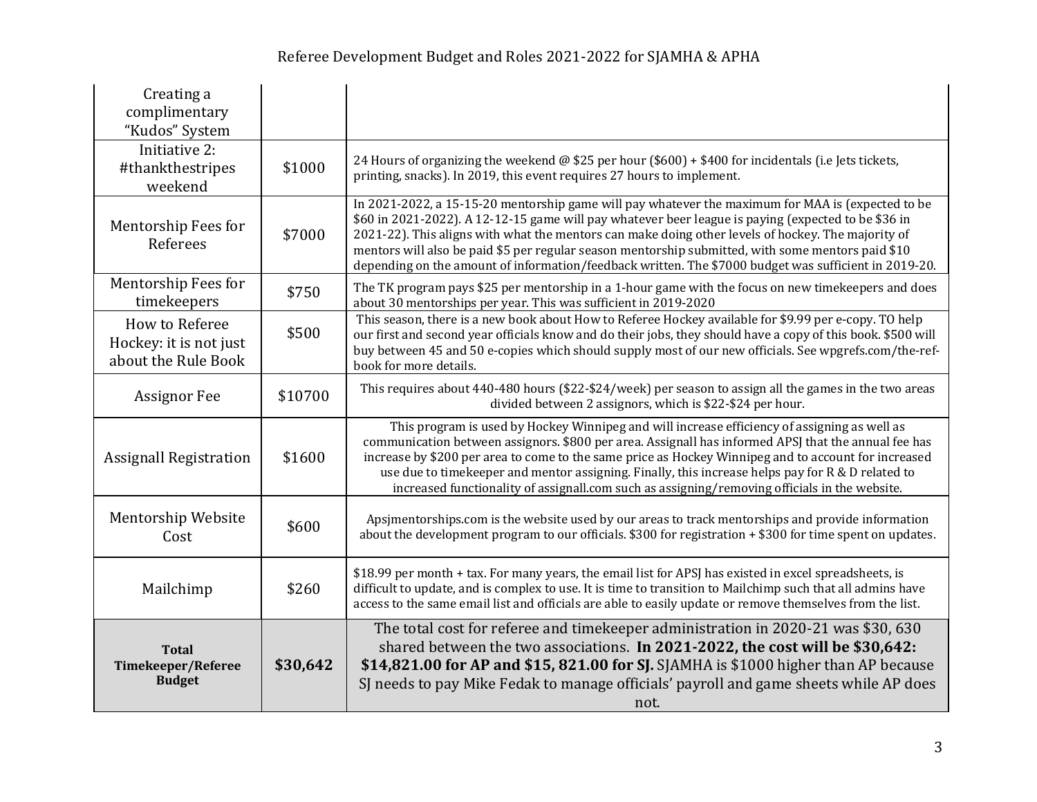# Referee Development Budget and Roles 2021-2022 for SJAMHA & APHA

| | | |
|---|---|---|
| Creating a complimentary "Kudos" System | | |
| Initiative 2: #thankthestripes weekend | $1000 | 24 Hours of organizing the weekend @ $25 per hour ($600) + $400 for incidentals (i.e Jets tickets, printing, snacks). In 2019, this event requires 27 hours to implement. |
| Mentorship Fees for Referees | $7000 | In 2021-2022, a 15-15-20 mentorship game will pay whatever the maximum for MAA is (expected to be $60 in 2021-2022). A 12-12-15 game will pay whatever beer league is paying (expected to be $36 in 2021-22). This aligns with what the mentors can make doing other levels of hockey. The majority of mentors will also be paid $5 per regular season mentorship submitted, with some mentors paid $10 depending on the amount of information/feedback written. The $7000 budget was sufficient in 2019-20. |
| Mentorship Fees for timekeepers | $750 | The TK program pays $25 per mentorship in a 1-hour game with the focus on new timekeepers and does about 30 mentorships per year. This was sufficient in 2019-2020 |
| How to Referee Hockey: it is not just about the Rule Book | $500 | This season, there is a new book about How to Referee Hockey available for $9.99 per e-copy. TO help our first and second year officials know and do their jobs, they should have a copy of this book. $500 will buy between 45 and 50 e-copies which should supply most of our new officials. See wpgrefs.com/the-ref-book for more details. |
| Assignor Fee | $10700 | This requires about 440-480 hours ($22-$24/week) per season to assign all the games in the two areas divided between 2 assignors, which is $22-$24 per hour. |
| Assignall Registration | $1600 | This program is used by Hockey Winnipeg and will increase efficiency of assigning as well as communication between assignors. $800 per area. Assignall has informed APSJ that the annual fee has increase by $200 per area to come to the same price as Hockey Winnipeg and to account for increased use due to timekeeper and mentor assigning. Finally, this increase helps pay for R & D related to increased functionality of assignall.com such as assigning/removing officials in the website. |
| Mentorship Website Cost | $600 | Apsjmentorships.com is the website used by our areas to track mentorships and provide information about the development program to our officials. $300 for registration + $300 for time spent on updates. |
| Mailchimp | $260 | $18.99 per month + tax. For many years, the email list for APSJ has existed in excel spreadsheets, is difficult to update, and is complex to use. It is time to transition to Mailchimp such that all admins have access to the same email list and officials are able to easily update or remove themselves from the list. |
| **Total Timekeeper/Referee Budget** | **$30,642** | The total cost for referee and timekeeper administration in 2020-21 was $30, 630 shared between the two associations. **In 2021-2022, the cost will be $30,642: $14,821.00 for AP and $15, 821.00 for SJ.** SJAMHA is $1000 higher than AP because SJ needs to pay Mike Fedak to manage officials' payroll and game sheets while AP does not. |